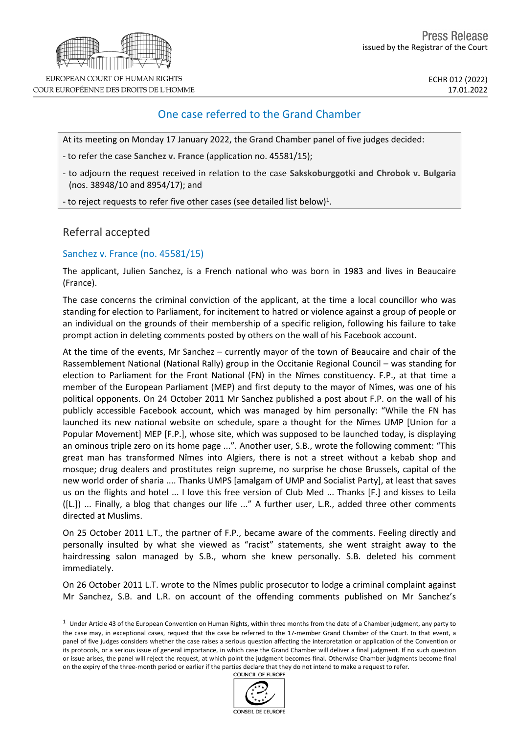Press Release
issued by the Registrar of the Court

ECHR 012 (2022)
17.01.2022

# One case referred to the Grand Chamber

At its meeting on Monday 17 January 2022, the Grand Chamber panel of five judges decided:

- to refer the case **Sanchez v. France** (application no. 45581/15);
- to adjourn the request received in relation to the case **Sakskoburggotki and Chrobok v. Bulgaria** (nos. 38948/10 and 8954/17); and
- to reject requests to refer five other cases (see detailed list below)[1].

## Referral accepted

### Sanchez v. France (no. 45581/15)

The applicant, Julien Sanchez, is a French national who was born in 1983 and lives in Beaucaire (France).

The case concerns the criminal conviction of the applicant, at the time a local councillor who was standing for election to Parliament, for incitement to hatred or violence against a group of people or an individual on the grounds of their membership of a specific religion, following his failure to take prompt action in deleting comments posted by others on the wall of his Facebook account.

At the time of the events, Mr Sanchez – currently mayor of the town of Beaucaire and chair of the Rassemblement National (National Rally) group in the Occitanie Regional Council – was standing for election to Parliament for the Front National (FN) in the Nîmes constituency. F.P., at that time a member of the European Parliament (MEP) and first deputy to the mayor of Nîmes, was one of his political opponents. On 24 October 2011 Mr Sanchez published a post about F.P. on the wall of his publicly accessible Facebook account, which was managed by him personally: "While the FN has launched its new national website on schedule, spare a thought for the Nîmes UMP [Union for a Popular Movement] MEP [F.P.], whose site, which was supposed to be launched today, is displaying an ominous triple zero on its home page ...". Another user, S.B., wrote the following comment: "This great man has transformed Nîmes into Algiers, there is not a street without a kebab shop and mosque; drug dealers and prostitutes reign supreme, no surprise he chose Brussels, capital of the new world order of sharia .... Thanks UMPS [amalgam of UMP and Socialist Party], at least that saves us on the flights and hotel ... I love this free version of Club Med ... Thanks [F.] and kisses to Leila ([L.]) ... Finally, a blog that changes our life ..." A further user, L.R., added three other comments directed at Muslims.

On 25 October 2011 L.T., the partner of F.P., became aware of the comments. Feeling directly and personally insulted by what she viewed as "racist" statements, she went straight away to the hairdressing salon managed by S.B., whom she knew personally. S.B. deleted his comment immediately.

On 26 October 2011 L.T. wrote to the Nîmes public prosecutor to lodge a criminal complaint against Mr Sanchez, S.B. and L.R. on account of the offending comments published on Mr Sanchez's

[1] Under Article 43 of the European Convention on Human Rights, within three months from the date of a Chamber judgment, any party to the case may, in exceptional cases, request that the case be referred to the 17-member Grand Chamber of the Court. In that event, a panel of five judges considers whether the case raises a serious question affecting the interpretation or application of the Convention or its protocols, or a serious issue of general importance, in which case the Grand Chamber will deliver a final judgment. If no such question or issue arises, the panel will reject the request, at which point the judgment becomes final. Otherwise Chamber judgments become final on the expiry of the three-month period or earlier if the parties declare that they do not intend to make a request to refer.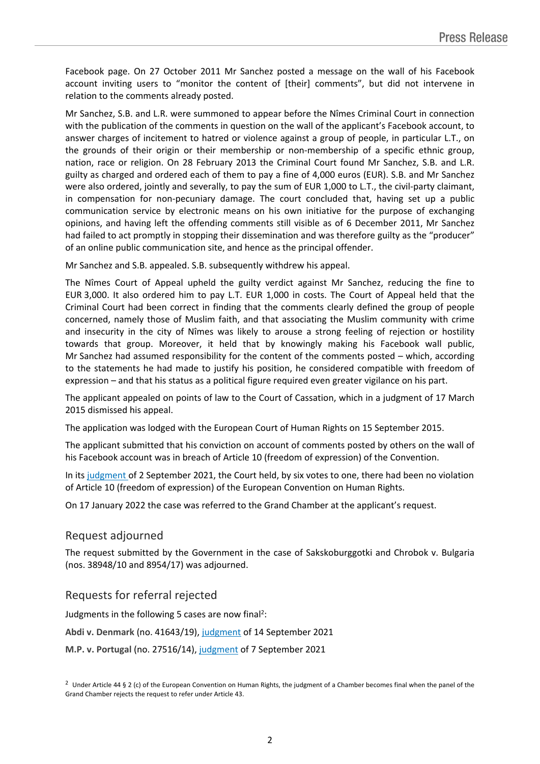Facebook page. On 27 October 2011 Mr Sanchez posted a message on the wall of his Facebook account inviting users to "monitor the content of [their] comments", but did not intervene in relation to the comments already posted.

Mr Sanchez, S.B. and L.R. were summoned to appear before the Nîmes Criminal Court in connection with the publication of the comments in question on the wall of the applicant's Facebook account, to answer charges of incitement to hatred or violence against a group of people, in particular L.T., on the grounds of their origin or their membership or non-membership of a specific ethnic group, nation, race or religion. On 28 February 2013 the Criminal Court found Mr Sanchez, S.B. and L.R. guilty as charged and ordered each of them to pay a fine of 4,000 euros (EUR). S.B. and Mr Sanchez were also ordered, jointly and severally, to pay the sum of EUR 1,000 to L.T., the civil-party claimant, in compensation for non-pecuniary damage. The court concluded that, having set up a public communication service by electronic means on his own initiative for the purpose of exchanging opinions, and having left the offending comments still visible as of 6 December 2011, Mr Sanchez had failed to act promptly in stopping their dissemination and was therefore guilty as the "producer" of an online public communication site, and hence as the principal offender.

Mr Sanchez and S.B. appealed. S.B. subsequently withdrew his appeal.

The Nîmes Court of Appeal upheld the guilty verdict against Mr Sanchez, reducing the fine to EUR 3,000. It also ordered him to pay L.T. EUR 1,000 in costs. The Court of Appeal held that the Criminal Court had been correct in finding that the comments clearly defined the group of people concerned, namely those of Muslim faith, and that associating the Muslim community with crime and insecurity in the city of Nîmes was likely to arouse a strong feeling of rejection or hostility towards that group. Moreover, it held that by knowingly making his Facebook wall public, Mr Sanchez had assumed responsibility for the content of the comments posted – which, according to the statements he had made to justify his position, he considered compatible with freedom of expression – and that his status as a political figure required even greater vigilance on his part.

The applicant appealed on points of law to the Court of Cassation, which in a judgment of 17 March 2015 dismissed his appeal.

The application was lodged with the European Court of Human Rights on 15 September 2015.

The applicant submitted that his conviction on account of comments posted by others on the wall of his Facebook account was in breach of Article 10 (freedom of expression) of the Convention.

In its judgment of 2 September 2021, the Court held, by six votes to one, there had been no violation of Article 10 (freedom of expression) of the European Convention on Human Rights.

On 17 January 2022 the case was referred to the Grand Chamber at the applicant's request.

## Request adjourned

The request submitted by the Government in the case of Sakskoburggotki and Chrobok v. Bulgaria (nos. 38948/10 and 8954/17) was adjourned.

## Requests for referral rejected

Judgments in the following 5 cases are now final[2]:

**Abdi v. Denmark** (no. 41643/19), judgment of 14 September 2021

**M.P. v. Portugal** (no. 27516/14), judgment of 7 September 2021

[2] Under Article 44 § 2 (c) of the European Convention on Human Rights, the judgment of a Chamber becomes final when the panel of the Grand Chamber rejects the request to refer under Article 43.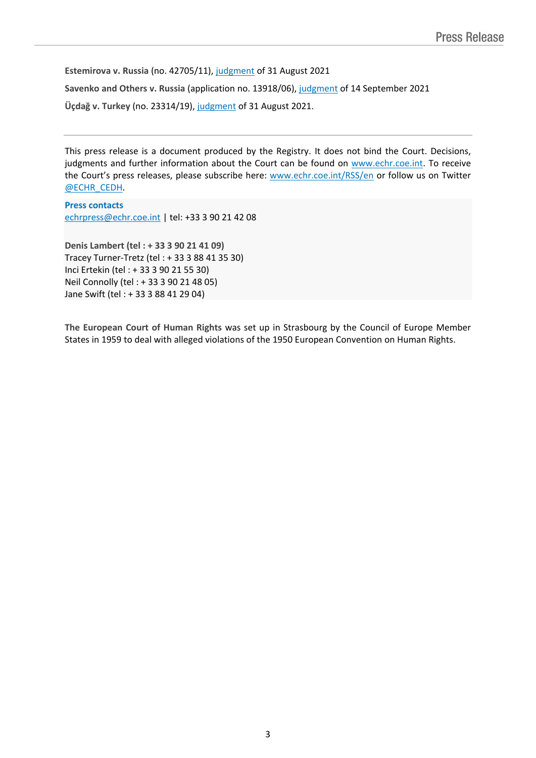**Estemirova v. Russia** (no. 42705/11), judgment of 31 August 2021

**Savenko and Others v. Russia** (application no. 13918/06), judgment of 14 September 2021

**Üçdağ v. Turkey** (no. 23314/19), judgment of 31 August 2021.

---

This press release is a document produced by the Registry. It does not bind the Court. Decisions, judgments and further information about the Court can be found on www.echr.coe.int. To receive the Court's press releases, please subscribe here: www.echr.coe.int/RSS/en or follow us on Twitter @ECHR_CEDH.

**Press contacts**
echrpress@echr.coe.int | tel: +33 3 90 21 42 08

**Denis Lambert (tel : + 33 3 90 21 41 09)**
Tracey Turner-Tretz (tel : + 33 3 88 41 35 30)
Inci Ertekin (tel : + 33 3 90 21 55 30)
Neil Connolly (tel : + 33 3 90 21 48 05)
Jane Swift (tel : + 33 3 88 41 29 04)

**The European Court of Human Rights** was set up in Strasbourg by the Council of Europe Member States in 1959 to deal with alleged violations of the 1950 European Convention on Human Rights.